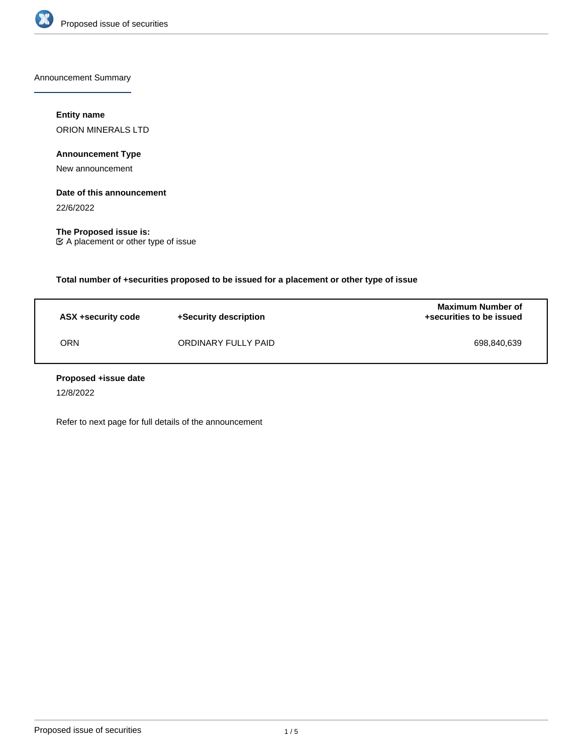## Announcement Summary

**Entity name**

ORION MINERALS LTD

**Announcement Type**

New announcement

**Date of this announcement**

22/6/2022

**The Proposed issue is:**

☑ A placement or other type of issue

**Total number of +securities proposed to be issued for a placement or other type of issue**

| ASX +security code | +Security description | Maximum Number of +securities to be issued |
|---|---|---|
| ORN | ORDINARY FULLY PAID | 698,840,639 |

**Proposed +issue date**

12/8/2022

Refer to next page for full details of the announcement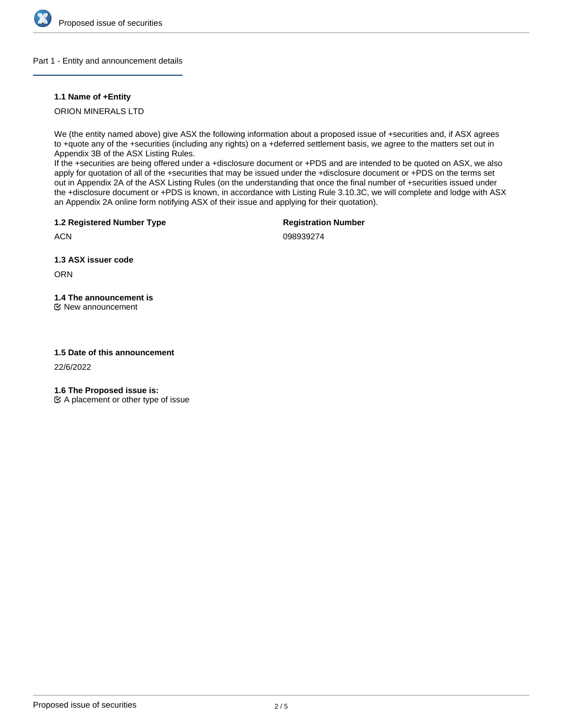## Part 1 - Entity and announcement details

### 1.1 Name of +Entity

ORION MINERALS LTD

We (the entity named above) give ASX the following information about a proposed issue of +securities and, if ASX agrees to +quote any of the +securities (including any rights) on a +deferred settlement basis, we agree to the matters set out in Appendix 3B of the ASX Listing Rules.
If the +securities are being offered under a +disclosure document or +PDS and are intended to be quoted on ASX, we also apply for quotation of all of the +securities that may be issued under the +disclosure document or +PDS on the terms set out in Appendix 2A of the ASX Listing Rules (on the understanding that once the final number of +securities issued under the +disclosure document or +PDS is known, in accordance with Listing Rule 3.10.3C, we will complete and lodge with ASX an Appendix 2A online form notifying ASX of their issue and applying for their quotation).

### 1.2 Registered Number Type

ACN

**Registration Number**

098939274

### 1.3 ASX issuer code

ORN

### 1.4 The announcement is

☑ New announcement

### 1.5 Date of this announcement

22/6/2022

### 1.6 The Proposed issue is:

☑ A placement or other type of issue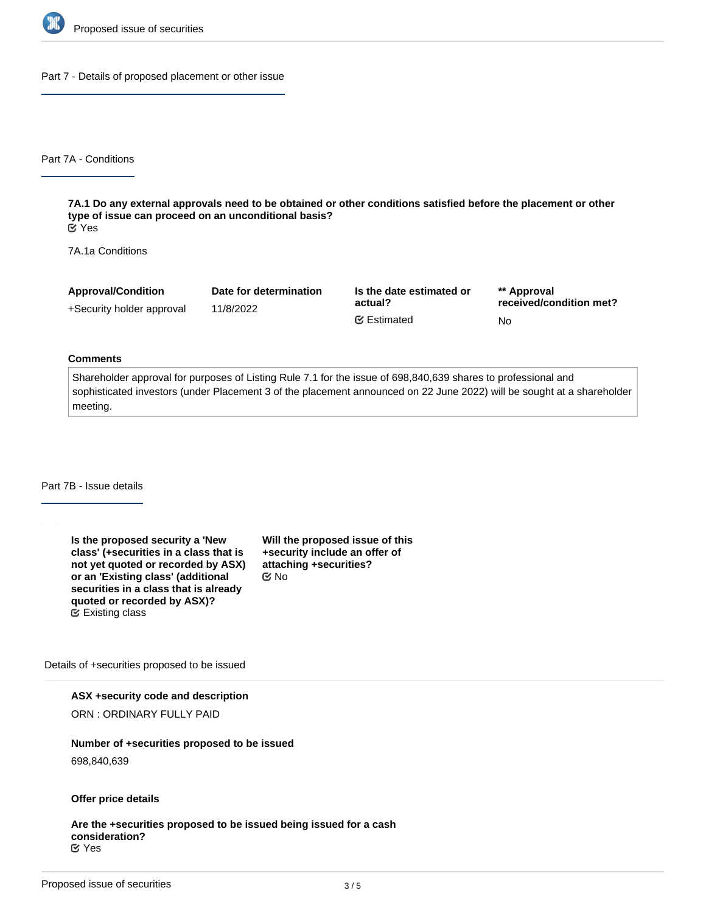## Part 7 - Details of proposed placement or other issue

### Part 7A - Conditions

**7A.1 Do any external approvals need to be obtained or other conditions satisfied before the placement or other type of issue can proceed on an unconditional basis?**
Yes

7A.1a Conditions

| Approval/Condition | Date for determination | Is the date estimated or actual? | ** Approval received/condition met? |
|---|---|---|---|
| +Security holder approval | 11/8/2022 | Estimated | No |

**Comments**

Shareholder approval for purposes of Listing Rule 7.1 for the issue of 698,840,639 shares to professional and sophisticated investors (under Placement 3 of the placement announced on 22 June 2022) will be sought at a shareholder meeting.

### Part 7B - Issue details

**Is the proposed security a 'New class' (+securities in a class that is not yet quoted or recorded by ASX) or an 'Existing class' (additional securities in a class that is already quoted or recorded by ASX)?**
Existing class

**Will the proposed issue of this +security include an offer of attaching +securities?**
No

Details of +securities proposed to be issued

**ASX +security code and description**

ORN : ORDINARY FULLY PAID

**Number of +securities proposed to be issued**

698,840,639

**Offer price details**

**Are the +securities proposed to be issued being issued for a cash consideration?**
Yes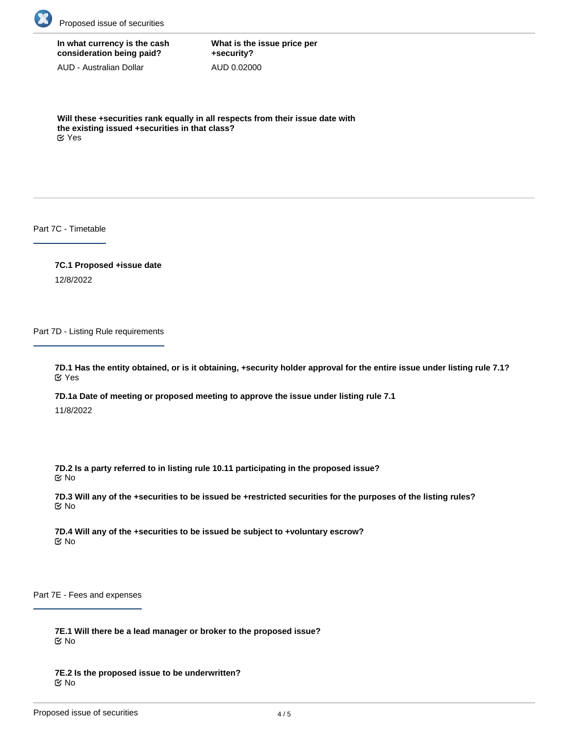**In what currency is the cash consideration being paid?**

AUD - Australian Dollar

**What is the issue price per +security?**

AUD 0.02000

**Will these +securities rank equally in all respects from their issue date with the existing issued +securities in that class?**

Yes

## Part 7C - Timetable

**7C.1 Proposed +issue date**

12/8/2022

## Part 7D - Listing Rule requirements

**7D.1 Has the entity obtained, or is it obtaining, +security holder approval for the entire issue under listing rule 7.1?**

Yes

**7D.1a Date of meeting or proposed meeting to approve the issue under listing rule 7.1**

11/8/2022

**7D.2 Is a party referred to in listing rule 10.11 participating in the proposed issue?**

No

**7D.3 Will any of the +securities to be issued be +restricted securities for the purposes of the listing rules?**

No

**7D.4 Will any of the +securities to be issued be subject to +voluntary escrow?**

No

## Part 7E - Fees and expenses

**7E.1 Will there be a lead manager or broker to the proposed issue?**

No

**7E.2 Is the proposed issue to be underwritten?**

No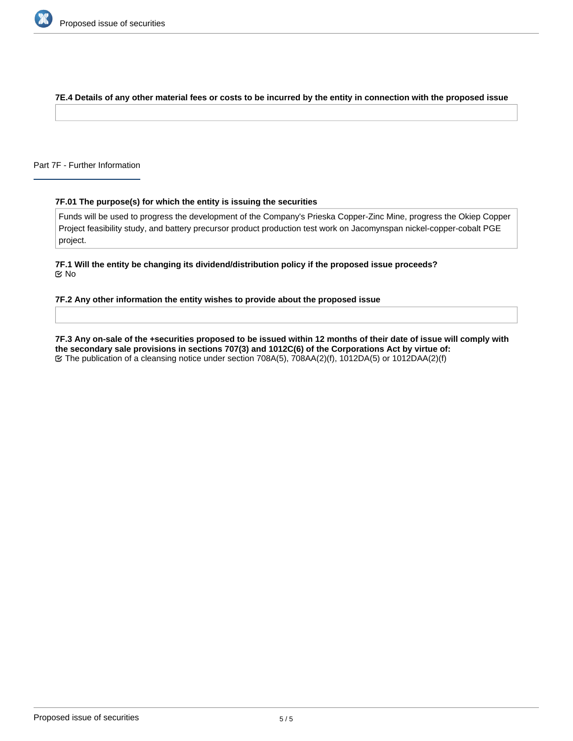**7E.4 Details of any other material fees or costs to be incurred by the entity in connection with the proposed issue**

## Part 7F - Further Information

**7F.01 The purpose(s) for which the entity is issuing the securities**

Funds will be used to progress the development of the Company's Prieska Copper-Zinc Mine, progress the Okiep Copper Project feasibility study, and battery precursor product production test work on Jacomynspan nickel-copper-cobalt PGE project.

**7F.1 Will the entity be changing its dividend/distribution policy if the proposed issue proceeds?**

☑ No

**7F.2 Any other information the entity wishes to provide about the proposed issue**

**7F.3 Any on-sale of the +securities proposed to be issued within 12 months of their date of issue will comply with the secondary sale provisions in sections 707(3) and 1012C(6) of the Corporations Act by virtue of:**

☑ The publication of a cleansing notice under section 708A(5), 708AA(2)(f), 1012DA(5) or 1012DAA(2)(f)